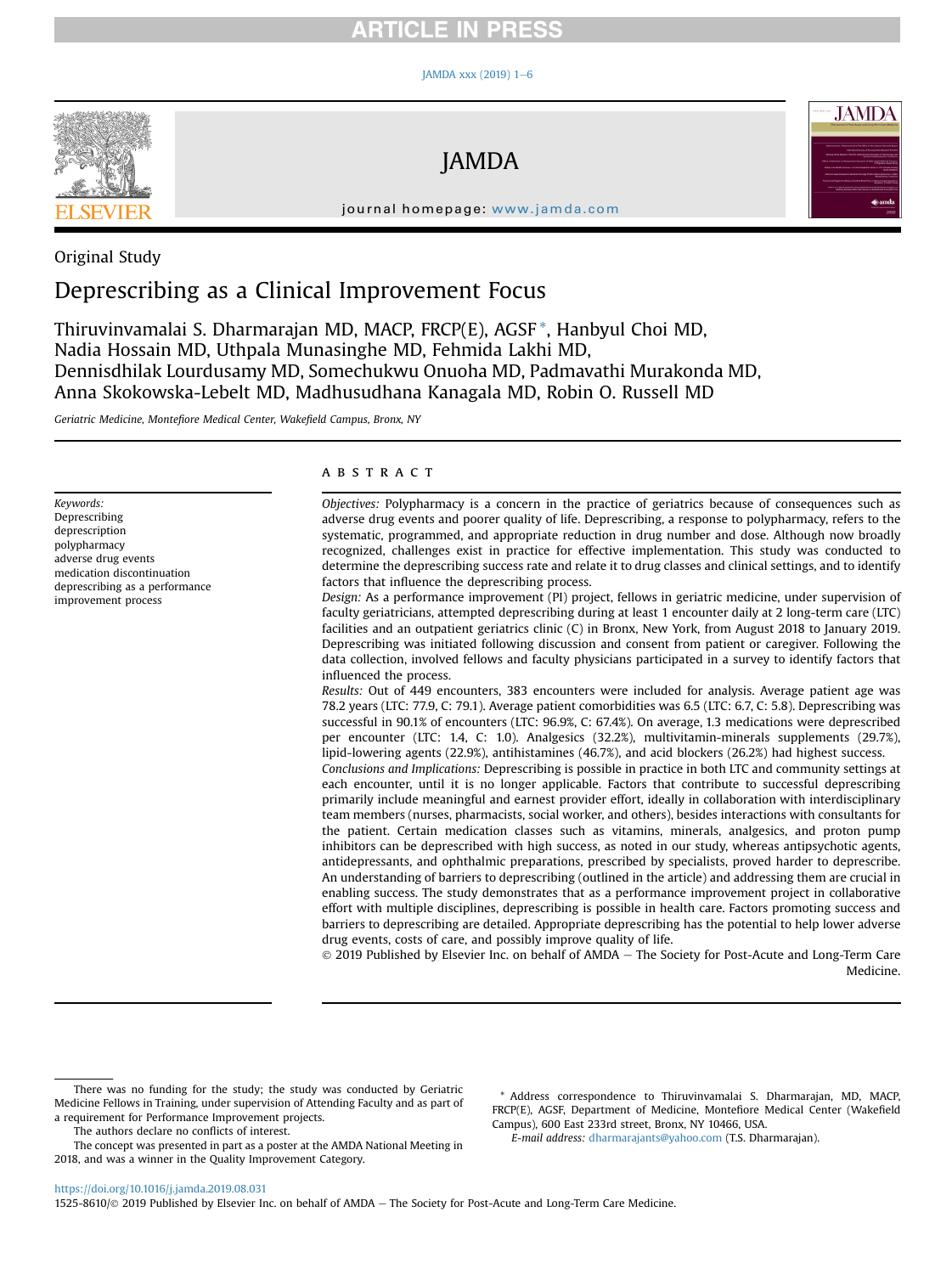Original Study

# Deprescribing as a Clinical Improvement Focus

Thiruvinvamalai S. Dharmarajan MD, MACP, FRCP(E), AGSF*, Hanbyul Choi MD, Nadia Hossain MD, Uthpala Munasinghe MD, Fehmida Lakhi MD, Dennisdhilak Lourdusamy MD, Somechukwu Onuoha MD, Padmavathi Murakonda MD, Anna Skokowska-Lebelt MD, Madhusudhana Kanagala MD, Robin O. Russell MD

*Geriatric Medicine, Montefiore Medical Center, Wakefield Campus, Bronx, NY*

*Keywords:*
Deprescribing
deprescription
polypharmacy
adverse drug events
medication discontinuation
deprescribing as a performance improvement process

## ABSTRACT

*Objectives:* Polypharmacy is a concern in the practice of geriatrics because of consequences such as adverse drug events and poorer quality of life. Deprescribing, a response to polypharmacy, refers to the systematic, programmed, and appropriate reduction in drug number and dose. Although now broadly recognized, challenges exist in practice for effective implementation. This study was conducted to determine the deprescribing success rate and relate it to drug classes and clinical settings, and to identify factors that influence the deprescribing process.

*Design:* As a performance improvement (PI) project, fellows in geriatric medicine, under supervision of faculty geriatricians, attempted deprescribing during at least 1 encounter daily at 2 long-term care (LTC) facilities and an outpatient geriatrics clinic (C) in Bronx, New York, from August 2018 to January 2019. Deprescribing was initiated following discussion and consent from patient or caregiver. Following the data collection, involved fellows and faculty physicians participated in a survey to identify factors that influenced the process.

*Results:* Out of 449 encounters, 383 encounters were included for analysis. Average patient age was 78.2 years (LTC: 77.9, C: 79.1). Average patient comorbidities was 6.5 (LTC: 6.7, C: 5.8). Deprescribing was successful in 90.1% of encounters (LTC: 96.9%, C: 67.4%). On average, 1.3 medications were deprescribed per encounter (LTC: 1.4, C: 1.0). Analgesics (32.2%), multivitamin-minerals supplements (29.7%), lipid-lowering agents (22.9%), antihistamines (46.7%), and acid blockers (26.2%) had highest success.

*Conclusions and Implications:* Deprescribing is possible in practice in both LTC and community settings at each encounter, until it is no longer applicable. Factors that contribute to successful deprescribing primarily include meaningful and earnest provider effort, ideally in collaboration with interdisciplinary team members (nurses, pharmacists, social worker, and others), besides interactions with consultants for the patient. Certain medication classes such as vitamins, minerals, analgesics, and proton pump inhibitors can be deprescribed with high success, as noted in our study, whereas antipsychotic agents, antidepressants, and ophthalmic preparations, prescribed by specialists, proved harder to deprescribe. An understanding of barriers to deprescribing (outlined in the article) and addressing them are crucial in enabling success. The study demonstrates that as a performance improvement project in collaborative effort with multiple disciplines, deprescribing is possible in health care. Factors promoting success and barriers to deprescribing are detailed. Appropriate deprescribing has the potential to help lower adverse drug events, costs of care, and possibly improve quality of life.

© 2019 Published by Elsevier Inc. on behalf of AMDA – The Society for Post-Acute and Long-Term Care Medicine.

---

There was no funding for the study; the study was conducted by Geriatric Medicine Fellows in Training, under supervision of Attending Faculty and as part of a requirement for Performance Improvement projects.

The authors declare no conflicts of interest.

The concept was presented in part as a poster at the AMDA National Meeting in 2018, and was a winner in the Quality Improvement Category.

* Address correspondence to Thiruvinvamalai S. Dharmarajan, MD, MACP, FRCP(E), AGSF, Department of Medicine, Montefiore Medical Center (Wakefield Campus), 600 East 233rd street, Bronx, NY 10466, USA.

*E-mail address:* dharmarajants@yahoo.com (T.S. Dharmarajan).

https://doi.org/10.1016/j.jamda.2019.08.031
1525-8610/© 2019 Published by Elsevier Inc. on behalf of AMDA – The Society for Post-Acute and Long-Term Care Medicine.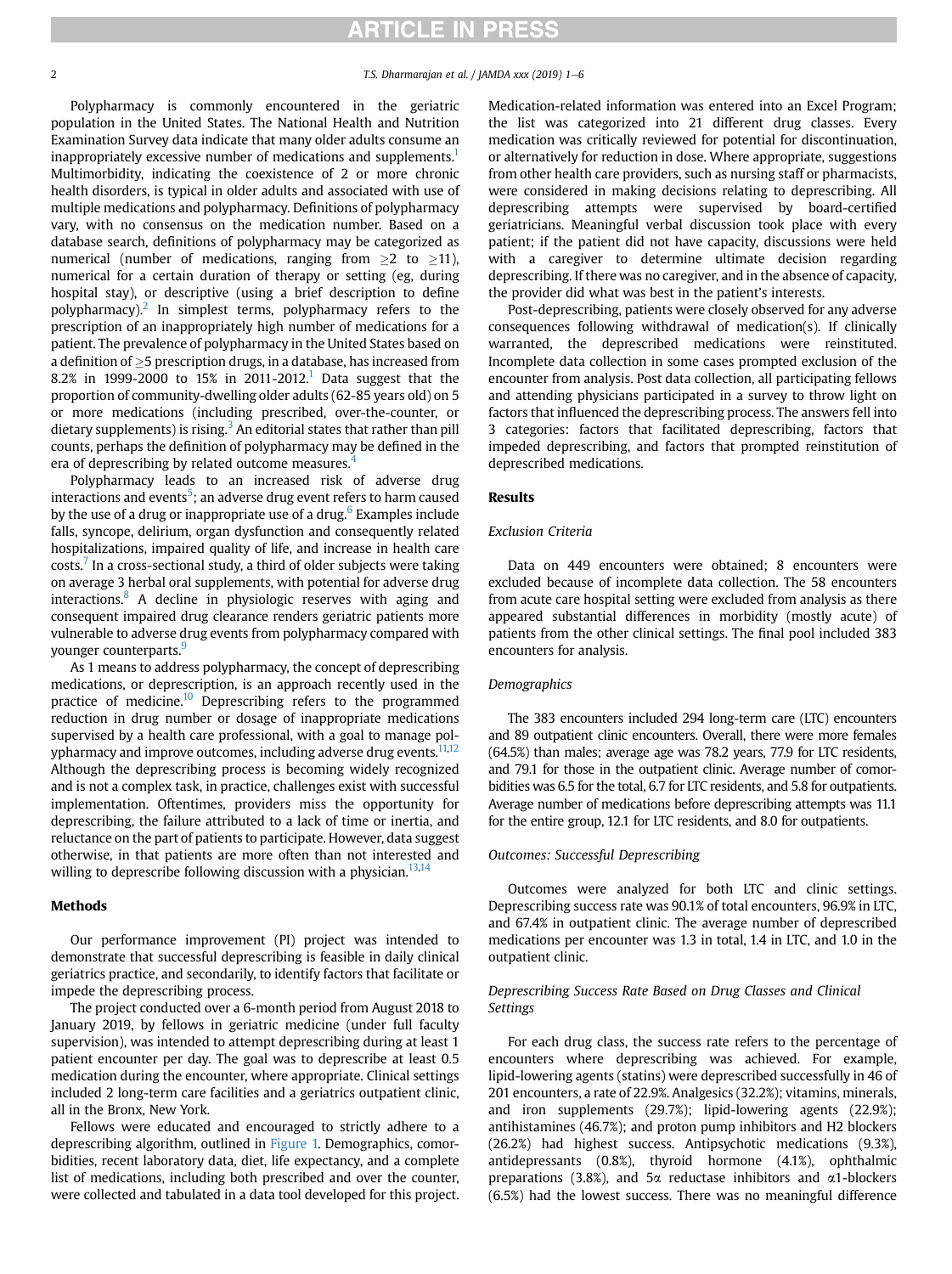Polypharmacy is commonly encountered in the geriatric population in the United States. The National Health and Nutrition Examination Survey data indicate that many older adults consume an inappropriately excessive number of medications and supplements.[1] Multimorbidity, indicating the coexistence of 2 or more chronic health disorders, is typical in older adults and associated with use of multiple medications and polypharmacy. Definitions of polypharmacy vary, with no consensus on the medication number. Based on a database search, definitions of polypharmacy may be categorized as numerical (number of medications, ranging from ≥2 to ≥11), numerical for a certain duration of therapy or setting (eg, during hospital stay), or descriptive (using a brief description to define polypharmacy).[2] In simplest terms, polypharmacy refers to the prescription of an inappropriately high number of medications for a patient. The prevalence of polypharmacy in the United States based on a definition of ≥5 prescription drugs, in a database, has increased from 8.2% in 1999-2000 to 15% in 2011-2012.[1] Data suggest that the proportion of community-dwelling older adults (62-85 years old) on 5 or more medications (including prescribed, over-the-counter, or dietary supplements) is rising.[3] An editorial states that rather than pill counts, perhaps the definition of polypharmacy may be defined in the era of deprescribing by related outcome measures.[4]

Polypharmacy leads to an increased risk of adverse drug interactions and events[5]; an adverse drug event refers to harm caused by the use of a drug or inappropriate use of a drug.[6] Examples include falls, syncope, delirium, organ dysfunction and consequently related hospitalizations, impaired quality of life, and increase in health care costs.[7] In a cross-sectional study, a third of older subjects were taking on average 3 herbal oral supplements, with potential for adverse drug interactions.[8] A decline in physiologic reserves with aging and consequent impaired drug clearance renders geriatric patients more vulnerable to adverse drug events from polypharmacy compared with younger counterparts.[9]

As 1 means to address polypharmacy, the concept of deprescribing medications, or deprescription, is an approach recently used in the practice of medicine.[10] Deprescribing refers to the programmed reduction in drug number or dosage of inappropriate medications supervised by a health care professional, with a goal to manage polypharmacy and improve outcomes, including adverse drug events.[11,12] Although the deprescribing process is becoming widely recognized and is not a complex task, in practice, challenges exist with successful implementation. Oftentimes, providers miss the opportunity for deprescribing, the failure attributed to a lack of time or inertia, and reluctance on the part of patients to participate. However, data suggest otherwise, in that patients are more often than not interested and willing to deprescribe following discussion with a physician.[13,14]

## Methods

Our performance improvement (PI) project was intended to demonstrate that successful deprescribing is feasible in daily clinical geriatrics practice, and secondarily, to identify factors that facilitate or impede the deprescribing process.

The project conducted over a 6-month period from August 2018 to January 2019, by fellows in geriatric medicine (under full faculty supervision), was intended to attempt deprescribing during at least 1 patient encounter per day. The goal was to deprescribe at least 0.5 medication during the encounter, where appropriate. Clinical settings included 2 long-term care facilities and a geriatrics outpatient clinic, all in the Bronx, New York.

Fellows were educated and encouraged to strictly adhere to a deprescribing algorithm, outlined in Figure 1. Demographics, comorbidities, recent laboratory data, diet, life expectancy, and a complete list of medications, including both prescribed and over the counter, were collected and tabulated in a data tool developed for this project. Medication-related information was entered into an Excel Program; the list was categorized into 21 different drug classes. Every medication was critically reviewed for potential for discontinuation, or alternatively for reduction in dose. Where appropriate, suggestions from other health care providers, such as nursing staff or pharmacists, were considered in making decisions relating to deprescribing. All deprescribing attempts were supervised by board-certified geriatricians. Meaningful verbal discussion took place with every patient; if the patient did not have capacity, discussions were held with a caregiver to determine ultimate decision regarding deprescribing. If there was no caregiver, and in the absence of capacity, the provider did what was best in the patient's interests.

Post-deprescribing, patients were closely observed for any adverse consequences following withdrawal of medication(s). If clinically warranted, the deprescribed medications were reinstituted. Incomplete data collection in some cases prompted exclusion of the encounter from analysis. Post data collection, all participating fellows and attending physicians participated in a survey to throw light on factors that influenced the deprescribing process. The answers fell into 3 categories: factors that facilitated deprescribing, factors that impeded deprescribing, and factors that prompted reinstitution of deprescribed medications.

## Results

### Exclusion Criteria

Data on 449 encounters were obtained; 8 encounters were excluded because of incomplete data collection. The 58 encounters from acute care hospital setting were excluded from analysis as there appeared substantial differences in morbidity (mostly acute) of patients from the other clinical settings. The final pool included 383 encounters for analysis.

### Demographics

The 383 encounters included 294 long-term care (LTC) encounters and 89 outpatient clinic encounters. Overall, there were more females (64.5%) than males; average age was 78.2 years, 77.9 for LTC residents, and 79.1 for those in the outpatient clinic. Average number of comorbidities was 6.5 for the total, 6.7 for LTC residents, and 5.8 for outpatients. Average number of medications before deprescribing attempts was 11.1 for the entire group, 12.1 for LTC residents, and 8.0 for outpatients.

### Outcomes: Successful Deprescribing

Outcomes were analyzed for both LTC and clinic settings. Deprescribing success rate was 90.1% of total encounters, 96.9% in LTC, and 67.4% in outpatient clinic. The average number of deprescribed medications per encounter was 1.3 in total, 1.4 in LTC, and 1.0 in the outpatient clinic.

### Deprescribing Success Rate Based on Drug Classes and Clinical Settings

For each drug class, the success rate refers to the percentage of encounters where deprescribing was achieved. For example, lipid-lowering agents (statins) were deprescribed successfully in 46 of 201 encounters, a rate of 22.9%. Analgesics (32.2%); vitamins, minerals, and iron supplements (29.7%); lipid-lowering agents (22.9%); antihistamines (46.7%); and proton pump inhibitors and H2 blockers (26.2%) had highest success. Antipsychotic medications (9.3%), antidepressants (0.8%), thyroid hormone (4.1%), ophthalmic preparations (3.8%), and 5α reductase inhibitors and α1-blockers (6.5%) had the lowest success. There was no meaningful difference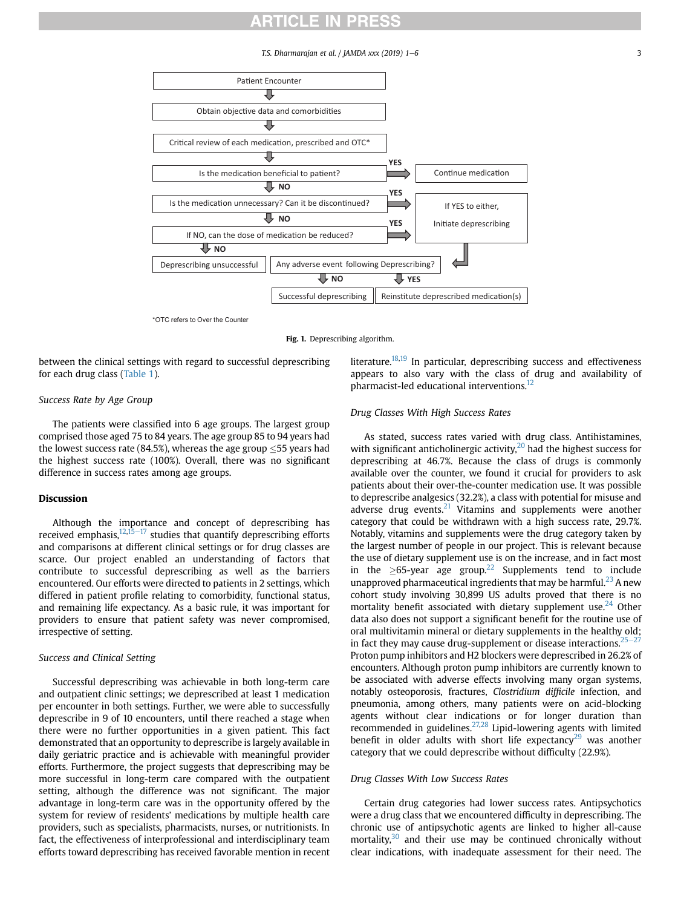Patient Encounter

Obtain objective data and comorbidities

Critical review of each medication, prescribed and OTC*

Is the medication beneficial to patient? — YES → Continue medication

NO ↓

Is the medication unnecessary? Can it be discontinued? — YES → If YES to either, Initiate deprescribing

NO ↓

If NO, can the dose of medication be reduced? — YES → If YES to either, Initiate deprescribing

NO ↓

Deprescribing unsuccessful

Any adverse event following Deprescribing? — NO → Successful deprescribing; YES → Reinstitute deprescribed medication(s)

*OTC refers to Over the Counter

**Fig. 1.** Deprescribing algorithm.

between the clinical settings with regard to successful deprescribing for each drug class (Table 1).

*Success Rate by Age Group*

The patients were classified into 6 age groups. The largest group comprised those aged 75 to 84 years. The age group 85 to 94 years had the lowest success rate (84.5%), whereas the age group ≤55 years had the highest success rate (100%). Overall, there was no significant difference in success rates among age groups.

## Discussion

Although the importance and concept of deprescribing has received emphasis,[12,15–17] studies that quantify deprescribing efforts and comparisons at different clinical settings or for drug classes are scarce. Our project enabled an understanding of factors that contribute to successful deprescribing as well as the barriers encountered. Our efforts were directed to patients in 2 settings, which differed in patient profile relating to comorbidity, functional status, and remaining life expectancy. As a basic rule, it was important for providers to ensure that patient safety was never compromised, irrespective of setting.

*Success and Clinical Setting*

Successful deprescribing was achievable in both long-term care and outpatient clinic settings; we deprescribed at least 1 medication per encounter in both settings. Further, we were able to successfully deprescribe in 9 of 10 encounters, until there reached a stage when there were no further opportunities in a given patient. This fact demonstrated that an opportunity to deprescribe is largely available in daily geriatric practice and is achievable with meaningful provider efforts. Furthermore, the project suggests that deprescribing may be more successful in long-term care compared with the outpatient setting, although the difference was not significant. The major advantage in long-term care was in the opportunity offered by the system for review of residents' medications by multiple health care providers, such as specialists, pharmacists, nurses, or nutritionists. In fact, the effectiveness of interprofessional and interdisciplinary team efforts toward deprescribing has received favorable mention in recent literature.[18,19] In particular, deprescribing success and effectiveness appears to also vary with the class of drug and availability of pharmacist-led educational interventions.[12]

*Drug Classes With High Success Rates*

As stated, success rates varied with drug class. Antihistamines, with significant anticholinergic activity,[20] had the highest success for deprescribing at 46.7%. Because the class of drugs is commonly available over the counter, we found it crucial for providers to ask patients about their over-the-counter medication use. It was possible to deprescribe analgesics (32.2%), a class with potential for misuse and adverse drug events.[21] Vitamins and supplements were another category that could be withdrawn with a high success rate, 29.7%. Notably, vitamins and supplements were the drug category taken by the largest number of people in our project. This is relevant because the use of dietary supplement use is on the increase, and in fact most in the ≥65-year age group.[22] Supplements tend to include unapproved pharmaceutical ingredients that may be harmful.[23] A new cohort study involving 30,899 US adults proved that there is no mortality benefit associated with dietary supplement use.[24] Other data also does not support a significant benefit for the routine use of oral multivitamin mineral or dietary supplements in the healthy old; in fact they may cause drug-supplement or disease interactions.[25–27] Proton pump inhibitors and H2 blockers were deprescribed in 26.2% of encounters. Although proton pump inhibitors are currently known to be associated with adverse effects involving many organ systems, notably osteoporosis, fractures, *Clostridium difficile* infection, and pneumonia, among others, many patients were on acid-blocking agents without clear indications or for longer duration than recommended in guidelines.[27,28] Lipid-lowering agents with limited benefit in older adults with short life expectancy[29] was another category that we could deprescribe without difficulty (22.9%).

*Drug Classes With Low Success Rates*

Certain drug categories had lower success rates. Antipsychotics were a drug class that we encountered difficulty in deprescribing. The chronic use of antipsychotic agents are linked to higher all-cause mortality,[30] and their use may be continued chronically without clear indications, with inadequate assessment for their need. The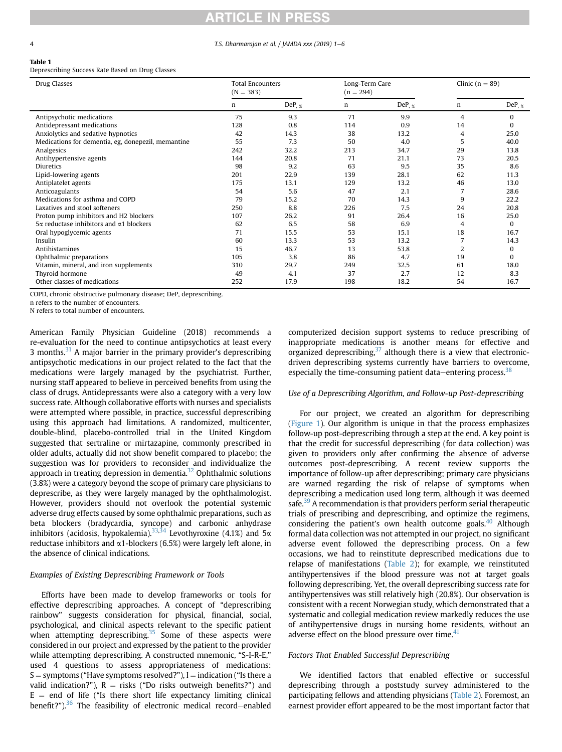**Table 1**
Deprescribing Success Rate Based on Drug Classes

| Drug Classes | Total Encounters (N = 383) | | Long-Term Care (n = 294) | | Clinic (n = 89) | |
|---|---|---|---|---|---|---|
| | n | DeP, % | n | DeP, % | n | DeP, % |
| Antipsychotic medications | 75 | 9.3 | 71 | 9.9 | 4 | 0 |
| Antidepressant medications | 128 | 0.8 | 114 | 0.9 | 14 | 0 |
| Anxiolytics and sedative hypnotics | 42 | 14.3 | 38 | 13.2 | 4 | 25.0 |
| Medications for dementia, eg, donepezil, memantine | 55 | 7.3 | 50 | 4.0 | 5 | 40.0 |
| Analgesics | 242 | 32.2 | 213 | 34.7 | 29 | 13.8 |
| Antihypertensive agents | 144 | 20.8 | 71 | 21.1 | 73 | 20.5 |
| Diuretics | 98 | 9.2 | 63 | 9.5 | 35 | 8.6 |
| Lipid-lowering agents | 201 | 22.9 | 139 | 28.1 | 62 | 11.3 |
| Antiplatelet agents | 175 | 13.1 | 129 | 13.2 | 46 | 13.0 |
| Anticoagulants | 54 | 5.6 | 47 | 2.1 | 7 | 28.6 |
| Medications for asthma and COPD | 79 | 15.2 | 70 | 14.3 | 9 | 22.2 |
| Laxatives and stool softeners | 250 | 8.8 | 226 | 7.5 | 24 | 20.8 |
| Proton pump inhibitors and H2 blockers | 107 | 26.2 | 91 | 26.4 | 16 | 25.0 |
| 5α reductase inhibitors and α1 blockers | 62 | 6.5 | 58 | 6.9 | 4 | 0 |
| Oral hypoglycemic agents | 71 | 15.5 | 53 | 15.1 | 18 | 16.7 |
| Insulin | 60 | 13.3 | 53 | 13.2 | 7 | 14.3 |
| Antihistamines | 15 | 46.7 | 13 | 53.8 | 2 | 0 |
| Ophthalmic preparations | 105 | 3.8 | 86 | 4.7 | 19 | 0 |
| Vitamin, mineral, and iron supplements | 310 | 29.7 | 249 | 32.5 | 61 | 18.0 |
| Thyroid hormone | 49 | 4.1 | 37 | 2.7 | 12 | 8.3 |
| Other classes of medications | 252 | 17.9 | 198 | 18.2 | 54 | 16.7 |

COPD, chronic obstructive pulmonary disease; DeP, deprescribing.
n refers to the number of encounters.
N refers to total number of encounters.

American Family Physician Guideline (2018) recommends a re-evaluation for the need to continue antipsychotics at least every 3 months.[31] A major barrier in the primary provider's deprescribing antipsychotic medications in our project related to the fact that the medications were largely managed by the psychiatrist. Further, nursing staff appeared to believe in perceived benefits from using the class of drugs. Antidepressants were also a category with a very low success rate. Although collaborative efforts with nurses and specialists were attempted where possible, in practice, successful deprescribing using this approach had limitations. A randomized, multicenter, double-blind, placebo-controlled trial in the United Kingdom suggested that sertraline or mirtazapine, commonly prescribed in older adults, actually did not show benefit compared to placebo; the suggestion was for providers to reconsider and individualize the approach in treating depression in dementia.[32] Ophthalmic solutions (3.8%) were a category beyond the scope of primary care physicians to deprescribe, as they were largely managed by the ophthalmologist. However, providers should not overlook the potential systemic adverse drug effects caused by some ophthalmic preparations, such as beta blockers (bradycardia, syncope) and carbonic anhydrase inhibitors (acidosis, hypokalemia).[33,34] Levothyroxine (4.1%) and 5α reductase inhibitors and α1-blockers (6.5%) were largely left alone, in the absence of clinical indications.

### Examples of Existing Deprescribing Framework or Tools

Efforts have been made to develop frameworks or tools for effective deprescribing approaches. A concept of "deprescribing rainbow" suggests consideration for physical, financial, social, psychological, and clinical aspects relevant to the specific patient when attempting deprescribing.[35] Some of these aspects were considered in our project and expressed by the patient to the provider while attempting deprescribing. A constructed mnemonic, "S-I-R-E," used 4 questions to assess appropriateness of medications: S = symptoms ("Have symptoms resolved?"), I = indication ("Is there a valid indication?"), R = risks ("Do risks outweigh benefits?") and E = end of life ("Is there short life expectancy limiting clinical benefit?").[36] The feasibility of electronic medical record–enabled computerized decision support systems to reduce prescribing of inappropriate medications is another means for effective and organized deprescribing,[37] although there is a view that electronic-driven deprescribing systems currently have barriers to overcome, especially the time-consuming patient data–entering process.[38]

### Use of a Deprescribing Algorithm, and Follow-up Post-deprescribing

For our project, we created an algorithm for deprescribing (Figure 1). Our algorithm is unique in that the process emphasizes follow-up post-deprescribing through a step at the end. A key point is that the credit for successful deprescribing (for data collection) was given to providers only after confirming the absence of adverse outcomes post-deprescribing. A recent review supports the importance of follow-up after deprescribing; primary care physicians are warned regarding the risk of relapse of symptoms when deprescribing a medication used long term, although it was deemed safe.[39] A recommendation is that providers perform serial therapeutic trials of prescribing and deprescribing, and optimize the regimens, considering the patient's own health outcome goals.[40] Although formal data collection was not attempted in our project, no significant adverse event followed the deprescribing process. On a few occasions, we had to reinstitute deprescribed medications due to relapse of manifestations (Table 2); for example, we reinstituted antihypertensives if the blood pressure was not at target goals following deprescribing. Yet, the overall deprescribing success rate for antihypertensives was still relatively high (20.8%). Our observation is consistent with a recent Norwegian study, which demonstrated that a systematic and collegial medication review markedly reduces the use of antihypertensive drugs in nursing home residents, without an adverse effect on the blood pressure over time.[41]

### Factors That Enabled Successful Deprescribing

We identified factors that enabled effective or successful deprescribing through a poststudy survey administered to the participating fellows and attending physicians (Table 2). Foremost, an earnest provider effort appeared to be the most important factor that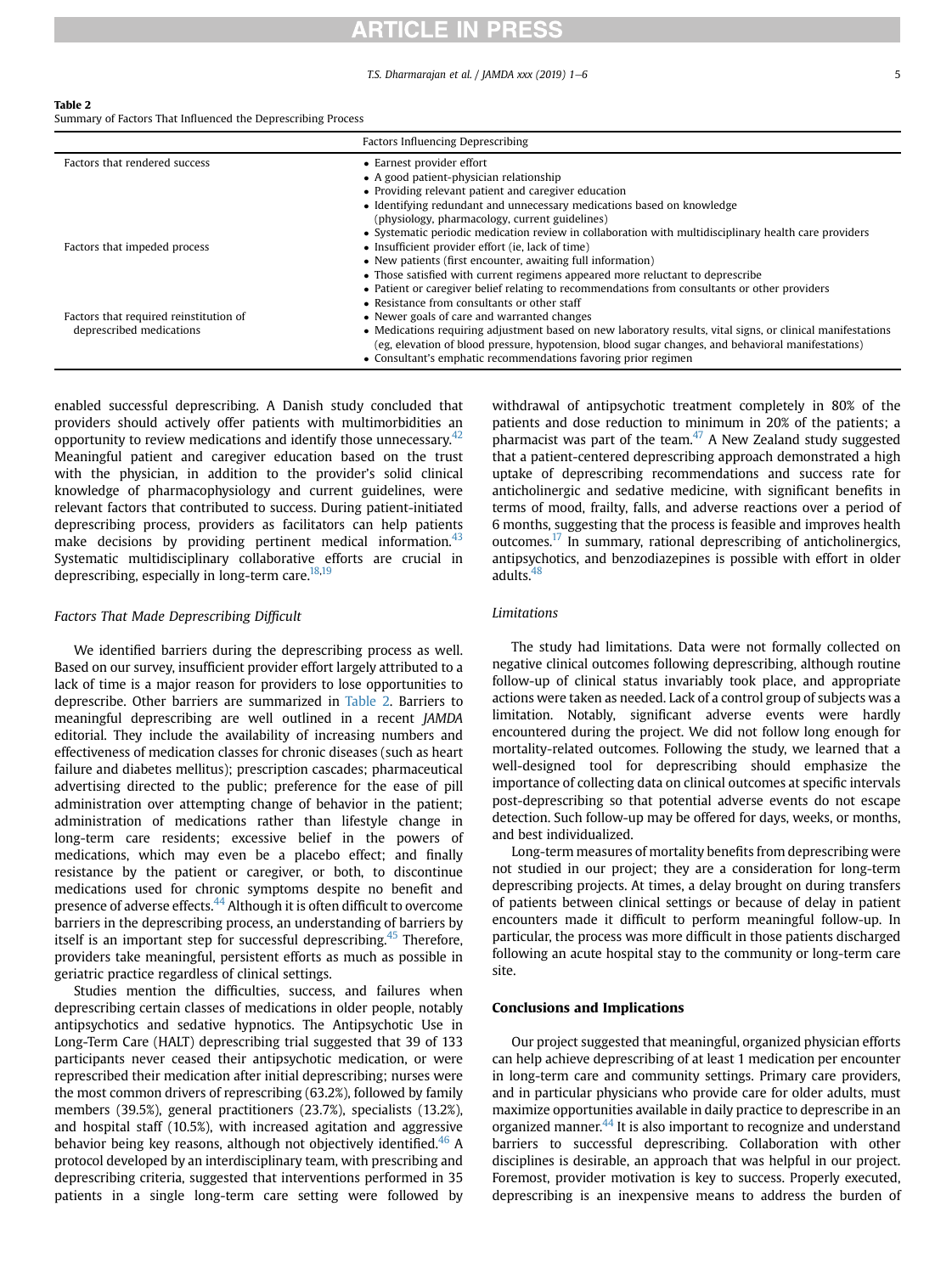**Table 2**
Summary of Factors That Influenced the Deprescribing Process

| | Factors Influencing Deprescribing |
|---|---|
| Factors that rendered success | • Earnest provider effort<br>• A good patient-physician relationship<br>• Providing relevant patient and caregiver education<br>• Identifying redundant and unnecessary medications based on knowledge (physiology, pharmacology, current guidelines)<br>• Systematic periodic medication review in collaboration with multidisciplinary health care providers |
| Factors that impeded process | • Insufficient provider effort (ie, lack of time)<br>• New patients (first encounter, awaiting full information)<br>• Those satisfied with current regimens appeared more reluctant to deprescribe<br>• Patient or caregiver belief relating to recommendations from consultants or other providers<br>• Resistance from consultants or other staff |
| Factors that required reinstitution of deprescribed medications | • Newer goals of care and warranted changes<br>• Medications requiring adjustment based on new laboratory results, vital signs, or clinical manifestations (eg, elevation of blood pressure, hypotension, blood sugar changes, and behavioral manifestations)<br>• Consultant's emphatic recommendations favoring prior regimen |

enabled successful deprescribing. A Danish study concluded that providers should actively offer patients with multimorbidities an opportunity to review medications and identify those unnecessary.[42] Meaningful patient and caregiver education based on the trust with the physician, in addition to the provider's solid clinical knowledge of pharmacophysiology and current guidelines, were relevant factors that contributed to success. During patient-initiated deprescribing process, providers as facilitators can help patients make decisions by providing pertinent medical information.[43] Systematic multidisciplinary collaborative efforts are crucial in deprescribing, especially in long-term care.[18,19]

### *Factors That Made Deprescribing Difficult*

We identified barriers during the deprescribing process as well. Based on our survey, insufficient provider effort largely attributed to a lack of time is a major reason for providers to lose opportunities to deprescribe. Other barriers are summarized in Table 2. Barriers to meaningful deprescribing are well outlined in a recent *JAMDA* editorial. They include the availability of increasing numbers and effectiveness of medication classes for chronic diseases (such as heart failure and diabetes mellitus); prescription cascades; pharmaceutical advertising directed to the public; preference for the ease of pill administration over attempting change of behavior in the patient; administration of medications rather than lifestyle change in long-term care residents; excessive belief in the powers of medications, which may even be a placebo effect; and finally resistance by the patient or caregiver, or both, to discontinue medications used for chronic symptoms despite no benefit and presence of adverse effects.[44] Although it is often difficult to overcome barriers in the deprescribing process, an understanding of barriers by itself is an important step for successful deprescribing.[45] Therefore, providers take meaningful, persistent efforts as much as possible in geriatric practice regardless of clinical settings.

Studies mention the difficulties, success, and failures when deprescribing certain classes of medications in older people, notably antipsychotics and sedative hypnotics. The Antipsychotic Use in Long-Term Care (HALT) deprescribing trial suggested that 39 of 133 participants never ceased their antipsychotic medication, or were represcribed their medication after initial deprescribing; nurses were the most common drivers of represcribing (63.2%), followed by family members (39.5%), general practitioners (23.7%), specialists (13.2%), and hospital staff (10.5%), with increased agitation and aggressive behavior being key reasons, although not objectively identified.[46] A protocol developed by an interdisciplinary team, with prescribing and deprescribing criteria, suggested that interventions performed in 35 patients in a single long-term care setting were followed by withdrawal of antipsychotic treatment completely in 80% of the patients and dose reduction to minimum in 20% of the patients; a pharmacist was part of the team.[47] A New Zealand study suggested that a patient-centered deprescribing approach demonstrated a high uptake of deprescribing recommendations and success rate for anticholinergic and sedative medicine, with significant benefits in terms of mood, frailty, falls, and adverse reactions over a period of 6 months, suggesting that the process is feasible and improves health outcomes.[17] In summary, rational deprescribing of anticholinergics, antipsychotics, and benzodiazepines is possible with effort in older adults.[48]

### *Limitations*

The study had limitations. Data were not formally collected on negative clinical outcomes following deprescribing, although routine follow-up of clinical status invariably took place, and appropriate actions were taken as needed. Lack of a control group of subjects was a limitation. Notably, significant adverse events were hardly encountered during the project. We did not follow long enough for mortality-related outcomes. Following the study, we learned that a well-designed tool for deprescribing should emphasize the importance of collecting data on clinical outcomes at specific intervals post-deprescribing so that potential adverse events do not escape detection. Such follow-up may be offered for days, weeks, or months, and best individualized.

Long-term measures of mortality benefits from deprescribing were not studied in our project; they are a consideration for long-term deprescribing projects. At times, a delay brought on during transfers of patients between clinical settings or because of delay in patient encounters made it difficult to perform meaningful follow-up. In particular, the process was more difficult in those patients discharged following an acute hospital stay to the community or long-term care site.

## Conclusions and Implications

Our project suggested that meaningful, organized physician efforts can help achieve deprescribing of at least 1 medication per encounter in long-term care and community settings. Primary care providers, and in particular physicians who provide care for older adults, must maximize opportunities available in daily practice to deprescribe in an organized manner.[44] It is also important to recognize and understand barriers to successful deprescribing. Collaboration with other disciplines is desirable, an approach that was helpful in our project. Foremost, provider motivation is key to success. Properly executed, deprescribing is an inexpensive means to address the burden of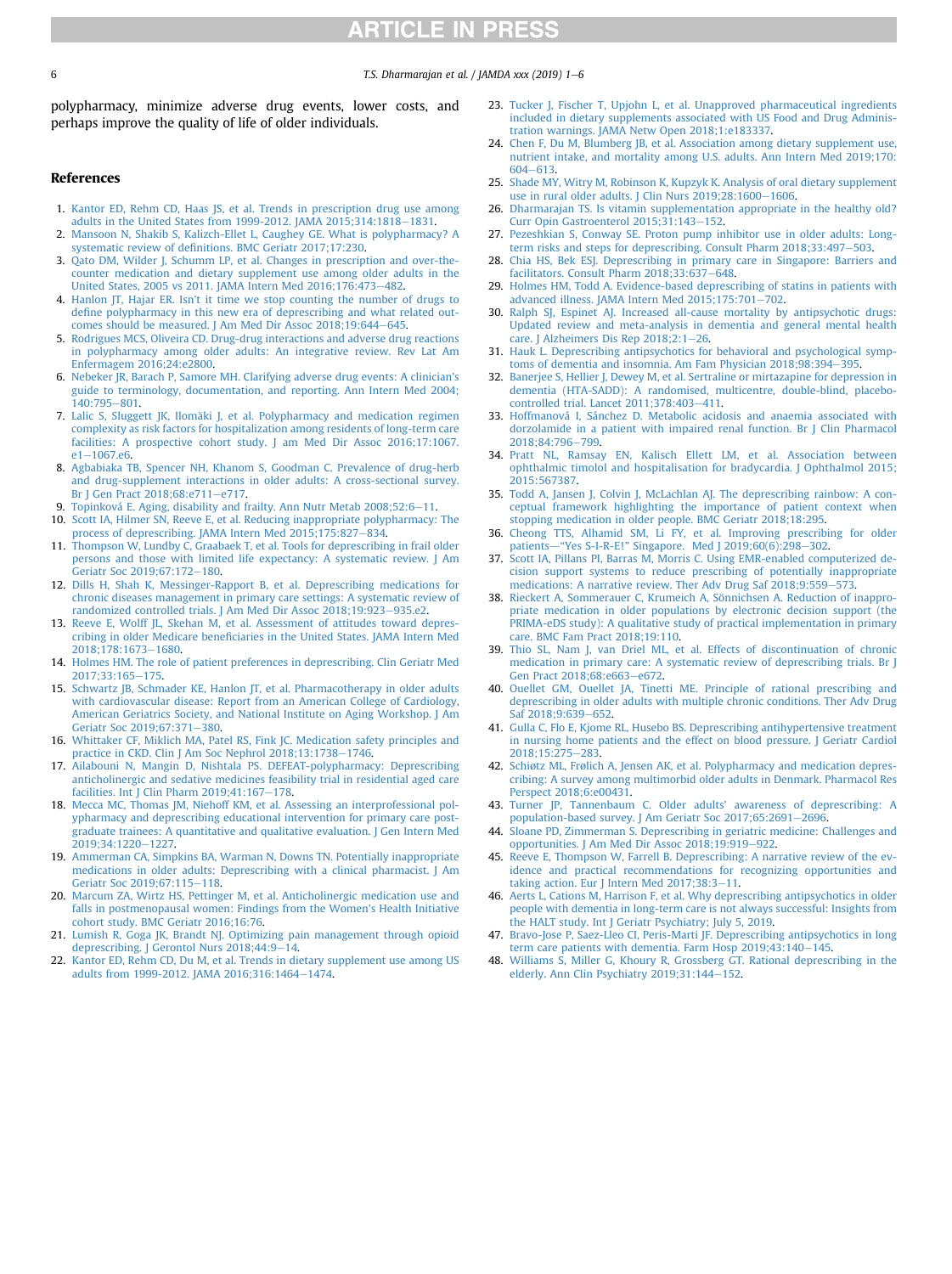polypharmacy, minimize adverse drug events, lower costs, and perhaps improve the quality of life of older individuals.

## References

1. Kantor ED, Rehm CD, Haas JS, et al. Trends in prescription drug use among adults in the United States from 1999-2012. JAMA 2015;314:1818–1831.
2. Mansoon N, Shakib S, Kalizch-Ellet L, Caughey GE. What is polypharmacy? A systematic review of definitions. BMC Geriatr 2017;17:230.
3. Qato DM, Wilder J, Schumm LP, et al. Changes in prescription and over-the-counter medication and dietary supplement use among older adults in the United States, 2005 vs 2011. JAMA Intern Med 2016;176:473–482.
4. Hanlon JT, Hajar ER. Isn't it time we stop counting the number of drugs to define polypharmacy in this new era of deprescribing and what related outcomes should be measured. J Am Med Dir Assoc 2018;19:644–645.
5. Rodrigues MCS, Oliveira CD. Drug-drug interactions and adverse drug reactions in polypharmacy among older adults: An integrative review. Rev Lat Am Enfermagem 2016;24:e2800.
6. Nebeker JR, Barach P, Samore MH. Clarifying adverse drug events: A clinician's guide to terminology, documentation, and reporting. Ann Intern Med 2004; 140:795–801.
7. Lalic S, Sluggett JK, Ilomäki J, et al. Polypharmacy and medication regimen complexity as risk factors for hospitalization among residents of long-term care facilities: A prospective cohort study. J am Med Dir Assoc 2016;17:1067.e1–1067.e6.
8. Agbabiaka TB, Spencer NH, Khanom S, Goodman C. Prevalence of drug-herb and drug-supplement interactions in older adults: A cross-sectional survey. Br J Gen Pract 2018;68:e711–e717.
9. Topinková E. Aging, disability and frailty. Ann Nutr Metab 2008;52:6–11.
10. Scott IA, Hilmer SN, Reeve E, et al. Reducing inappropriate polypharmacy: The process of deprescribing. JAMA Intern Med 2015;175:827–834.
11. Thompson W, Lundby C, Graabaek T, et al. Tools for deprescribing in frail older persons and those with limited life expectancy: A systematic review. J Am Geriatr Soc 2019;67:172–180.
12. Dills H, Shah K, Messinger-Rapport B, et al. Deprescribing medications for chronic diseases management in primary care settings: A systematic review of randomized controlled trials. J Am Med Dir Assoc 2018;19:923–935.e2.
13. Reeve E, Wolff JL, Skehan M, et al. Assessment of attitudes toward deprescribing in older Medicare beneficiaries in the United States. JAMA Intern Med 2018;178:1673–1680.
14. Holmes HM. The role of patient preferences in deprescribing. Clin Geriatr Med 2017;33:165–175.
15. Schwartz JB, Schmader KE, Hanlon JT, et al. Pharmacotherapy in older adults with cardiovascular disease: Report from an American College of Cardiology, American Geriatrics Society, and National Institute on Aging Workshop. J Am Geriatr Soc 2019;67:371–380.
16. Whittaker CF, Miklich MA, Patel RS, Fink JC. Medication safety principles and practice in CKD. Clin J Am Soc Nephrol 2018;13:1738–1746.
17. Ailabouni N, Mangin D, Nishtala PS. DEFEAT-polypharmacy: Deprescribing anticholinergic and sedative medicines feasibility trial in residential aged care facilities. Int J Clin Pharm 2019;41:167–178.
18. Mecca MC, Thomas JM, Niehoff KM, et al. Assessing an interprofessional polypharmacy and deprescribing educational intervention for primary care post-graduate trainees: A quantitative and qualitative evaluation. J Gen Intern Med 2019;34:1220–1227.
19. Ammerman CA, Simpkins BA, Warman N, Downs TN. Potentially inappropriate medications in older adults: Deprescribing with a clinical pharmacist. J Am Geriatr Soc 2019;67:115–118.
20. Marcum ZA, Wirtz HS, Pettinger M, et al. Anticholinergic medication use and falls in postmenopausal women: Findings from the Women's Health Initiative cohort study. BMC Geriatr 2016;16:76.
21. Lumish R, Goga JK, Brandt NJ. Optimizing pain management through opioid deprescribing. J Gerontol Nurs 2018;44:9–14.
22. Kantor ED, Rehm CD, Du M, et al. Trends in dietary supplement use among US adults from 1999-2012. JAMA 2016;316:1464–1474.
23. Tucker J, Fischer T, Upjohn L, et al. Unapproved pharmaceutical ingredients included in dietary supplements associated with US Food and Drug Administration warnings. JAMA Netw Open 2018;1:e183337.
24. Chen F, Du M, Blumberg JB, et al. Association among dietary supplement use, nutrient intake, and mortality among U.S. adults. Ann Intern Med 2019;170: 604–613.
25. Shade MY, Witry M, Robinson K, Kupzyk K. Analysis of oral dietary supplement use in rural older adults. J Clin Nurs 2019;28:1600–1606.
26. Dharmarajan TS. Is vitamin supplementation appropriate in the healthy old? Curr Opin Gastroenterol 2015;31:143–152.
27. Pezeshkian S, Conway SE. Proton pump inhibitor use in older adults: Long-term risks and steps for deprescribing. Consult Pharm 2018;33:497–503.
28. Chia HS, Bek ESJ. Deprescribing in primary care in Singapore: Barriers and facilitators. Consult Pharm 2018;33:637–648.
29. Holmes HM, Todd A. Evidence-based deprescribing of statins in patients with advanced illness. JAMA Intern Med 2015;175:701–702.
30. Ralph SJ, Espinet AJ. Increased all-cause mortality by antipsychotic drugs: Updated review and meta-analysis in dementia and general mental health care. J Alzheimers Dis Rep 2018;2:1–26.
31. Hauk L. Deprescribing antipsychotics for behavioral and psychological symptoms of dementia and insomnia. Am Fam Physician 2018;98:394–395.
32. Banerjee S, Hellier J, Dewey M, et al. Sertraline or mirtazapine for depression in dementia (HTA-SADD): A randomised, multicentre, double-blind, placebo-controlled trial. Lancet 2011;378:403–411.
33. Hoffmanová I, Sánchez D. Metabolic acidosis and anaemia associated with dorzolamide in a patient with impaired renal function. Br J Clin Pharmacol 2018;84:796–799.
34. Pratt NL, Ramsay EN, Kalisch Ellett LM, et al. Association between ophthalmic timolol and hospitalisation for bradycardia. J Ophthalmol 2015; 2015:567387.
35. Todd A, Jansen J, Colvin J, McLachlan AJ. The deprescribing rainbow: A conceptual framework highlighting the importance of patient context when stopping medication in older people. BMC Geriatr 2018;18:295.
36. Cheong TTS, Alhamid SM, Li FY, et al. Improving prescribing for older patients—"Yes S-I-R-E!" Singapore. Med J 2019;60(6):298–302.
37. Scott IA, Pillans PI, Barras M, Morris C. Using EMR-enabled computerized decision support systems to reduce prescribing of potentially inappropriate medications: A narrative review. Ther Adv Drug Saf 2018;9:559–573.
38. Rieckert A, Sommerauer C, Krumeich A, Sönnichsen A. Reduction of inappropriate medication in older populations by electronic decision support (the PRIMA-eDS study): A qualitative study of practical implementation in primary care. BMC Fam Pract 2018;19:110.
39. Thio SL, Nam J, van Driel ML, et al. Effects of discontinuation of chronic medication in primary care: A systematic review of deprescribing trials. Br J Gen Pract 2018;68:e663–e672.
40. Ouellet GM, Ouellet JA, Tinetti ME. Principle of rational prescribing and deprescribing in older adults with multiple chronic conditions. Ther Adv Drug Saf 2018;9:639–652.
41. Gulla C, Flo E, Kjome RL, Husebo BS. Deprescribing antihypertensive treatment in nursing home patients and the effect on blood pressure. J Geriatr Cardiol 2018;15:275–283.
42. Schiøtz ML, Frølich A, Jensen AK, et al. Polypharmacy and medication deprescribing: A survey among multimorbid older adults in Denmark. Pharmacol Res Perspect 2018;6:e00431.
43. Turner JP, Tannenbaum C. Older adults' awareness of deprescribing: A population-based survey. J Am Geriatr Soc 2017;65:2691–2696.
44. Sloane PD, Zimmerman S. Deprescribing in geriatric medicine: Challenges and opportunities. J Am Med Dir Assoc 2018;19:919–922.
45. Reeve E, Thompson W, Farrell B. Deprescribing: A narrative review of the evidence and practical recommendations for recognizing opportunities and taking action. Eur J Intern Med 2017;38:3–11.
46. Aerts L, Cations M, Harrison F, et al. Why deprescribing antipsychotics in older people with dementia in long-term care is not always successful: Insights from the HALT study. Int J Geriatr Psychiatry; July 5, 2019.
47. Bravo-Jose P, Saez-Lleo CI, Peris-Marti JF. Deprescribing antipsychotics in long term care patients with dementia. Farm Hosp 2019;43:140–145.
48. Williams S, Miller G, Khoury R, Grossberg GT. Rational deprescribing in the elderly. Ann Clin Psychiatry 2019;31:144–152.